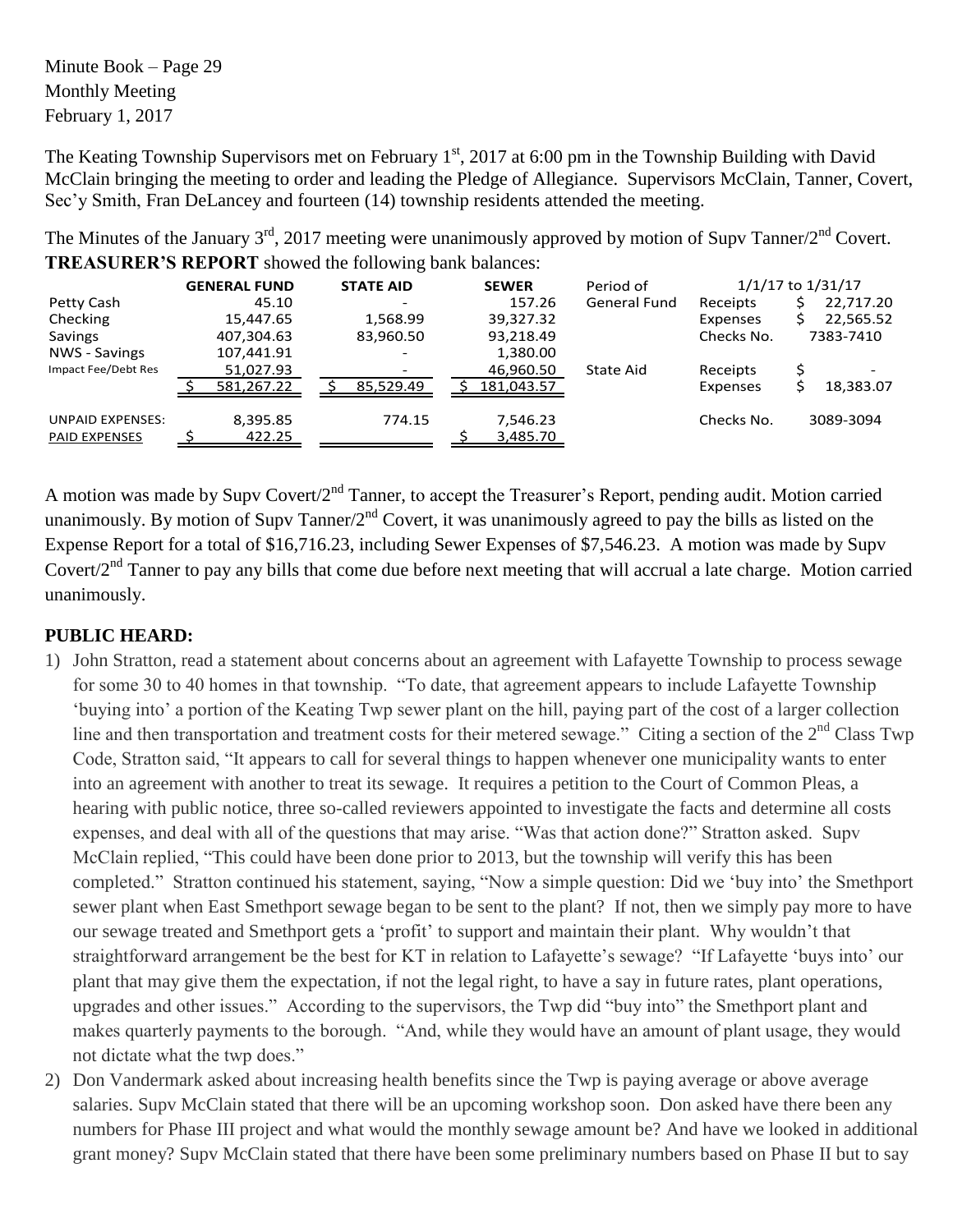Minute Book – Page 29
Monthly Meeting
February 1, 2017

The Keating Township Supervisors met on February 1st, 2017 at 6:00 pm in the Township Building with David McClain bringing the meeting to order and leading the Pledge of Allegiance. Supervisors McClain, Tanner, Covert, Sec'y Smith, Fran DeLancey and fourteen (14) township residents attended the meeting.

The Minutes of the January 3rd, 2017 meeting were unanimously approved by motion of Supv Tanner/2nd Covert.

**TREASURER'S REPORT** showed the following bank balances:

| | GENERAL FUND | STATE AID | SEWER | Period of | 1/1/17 to 1/31/17 | |
|---|---|---|---|---|---|---|
| Petty Cash | 45.10 | - | 157.26 | General Fund | Receipts | $ 22,717.20 |
| Checking | 15,447.65 | 1,568.99 | 39,327.32 | | Expenses | $ 22,565.52 |
| Savings | 407,304.63 | 83,960.50 | 93,218.49 | | Checks No. | 7383-7410 |
| NWS - Savings | 107,441.91 | - | 1,380.00 | | | |
| Impact Fee/Debt Res | 51,027.93 | - | 46,960.50 | State Aid | Receipts | $ - |
| | $ 581,267.22 | $ 85,529.49 | $ 181,043.57 | | Expenses | $ 18,383.07 |
| UNPAID EXPENSES: | 8,395.85 | 774.15 | 7,546.23 | | Checks No. | 3089-3094 |
| PAID EXPENSES | $ 422.25 | | $ 3,485.70 | | | |

A motion was made by Supv Covert/2nd Tanner, to accept the Treasurer's Report, pending audit. Motion carried unanimously. By motion of Supv Tanner/2nd Covert, it was unanimously agreed to pay the bills as listed on the Expense Report for a total of $16,716.23, including Sewer Expenses of $7,546.23. A motion was made by Supv Covert/2nd Tanner to pay any bills that come due before next meeting that will accrual a late charge. Motion carried unanimously.

**PUBLIC HEARD:**

1) John Stratton, read a statement about concerns about an agreement with Lafayette Township to process sewage for some 30 to 40 homes in that township. "To date, that agreement appears to include Lafayette Township 'buying into' a portion of the Keating Twp sewer plant on the hill, paying part of the cost of a larger collection line and then transportation and treatment costs for their metered sewage." Citing a section of the 2nd Class Twp Code, Stratton said, "It appears to call for several things to happen whenever one municipality wants to enter into an agreement with another to treat its sewage. It requires a petition to the Court of Common Pleas, a hearing with public notice, three so-called reviewers appointed to investigate the facts and determine all costs expenses, and deal with all of the questions that may arise. "Was that action done?" Stratton asked. Supv McClain replied, "This could have been done prior to 2013, but the township will verify this has been completed." Stratton continued his statement, saying, "Now a simple question: Did we 'buy into' the Smethport sewer plant when East Smethport sewage began to be sent to the plant? If not, then we simply pay more to have our sewage treated and Smethport gets a 'profit' to support and maintain their plant. Why wouldn't that straightforward arrangement be the best for KT in relation to Lafayette's sewage? "If Lafayette 'buys into' our plant that may give them the expectation, if not the legal right, to have a say in future rates, plant operations, upgrades and other issues." According to the supervisors, the Twp did "buy into" the Smethport plant and makes quarterly payments to the borough. "And, while they would have an amount of plant usage, they would not dictate what the twp does."
2) Don Vandermark asked about increasing health benefits since the Twp is paying average or above average salaries. Supv McClain stated that there will be an upcoming workshop soon. Don asked have there been any numbers for Phase III project and what would the monthly sewage amount be? And have we looked in additional grant money? Supv McClain stated that there have been some preliminary numbers based on Phase II but to say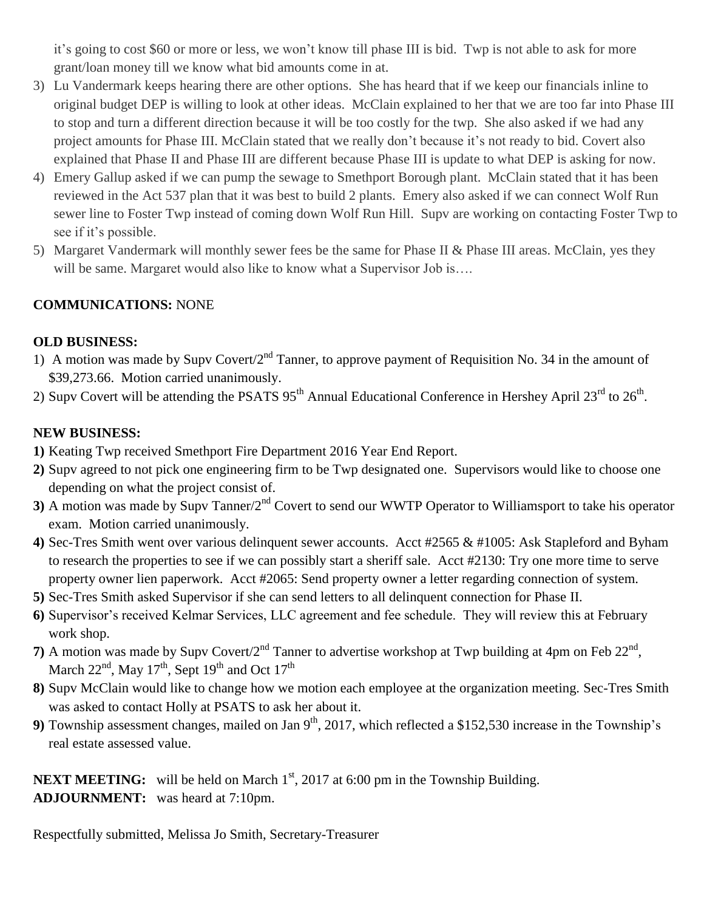it's going to cost $60 or more or less, we won't know till phase III is bid. Twp is not able to ask for more grant/loan money till we know what bid amounts come in at.

3) Lu Vandermark keeps hearing there are other options. She has heard that if we keep our financials inline to original budget DEP is willing to look at other ideas. McClain explained to her that we are too far into Phase III to stop and turn a different direction because it will be too costly for the twp. She also asked if we had any project amounts for Phase III. McClain stated that we really don't because it's not ready to bid. Covert also explained that Phase II and Phase III are different because Phase III is update to what DEP is asking for now.
4) Emery Gallup asked if we can pump the sewage to Smethport Borough plant. McClain stated that it has been reviewed in the Act 537 plan that it was best to build 2 plants. Emery also asked if we can connect Wolf Run sewer line to Foster Twp instead of coming down Wolf Run Hill. Supv are working on contacting Foster Twp to see if it's possible.
5) Margaret Vandermark will monthly sewer fees be the same for Phase II & Phase III areas. McClain, yes they will be same. Margaret would also like to know what a Supervisor Job is….

**COMMUNICATIONS:** NONE

**OLD BUSINESS:**

1) A motion was made by Supv Covert/2nd Tanner, to approve payment of Requisition No. 34 in the amount of $39,273.66. Motion carried unanimously.
2) Supv Covert will be attending the PSATS 95th Annual Educational Conference in Hershey April 23rd to 26th.

**NEW BUSINESS:**

**1)** Keating Twp received Smethport Fire Department 2016 Year End Report.
**2)** Supv agreed to not pick one engineering firm to be Twp designated one. Supervisors would like to choose one depending on what the project consist of.
**3)** A motion was made by Supv Tanner/2nd Covert to send our WWTP Operator to Williamsport to take his operator exam. Motion carried unanimously.
**4)** Sec-Tres Smith went over various delinquent sewer accounts. Acct #2565 & #1005: Ask Stapleford and Byham to research the properties to see if we can possibly start a sheriff sale. Acct #2130: Try one more time to serve property owner lien paperwork. Acct #2065: Send property owner a letter regarding connection of system.
**5)** Sec-Tres Smith asked Supervisor if she can send letters to all delinquent connection for Phase II.
**6)** Supervisor's received Kelmar Services, LLC agreement and fee schedule. They will review this at February work shop.
**7)** A motion was made by Supv Covert/2nd Tanner to advertise workshop at Twp building at 4pm on Feb 22nd, March 22nd, May 17th, Sept 19th and Oct 17th
**8)** Supv McClain would like to change how we motion each employee at the organization meeting. Sec-Tres Smith was asked to contact Holly at PSATS to ask her about it.
**9)** Township assessment changes, mailed on Jan 9th, 2017, which reflected a $152,530 increase in the Township's real estate assessed value.

**NEXT MEETING:** will be held on March 1st, 2017 at 6:00 pm in the Township Building.
**ADJOURNMENT:** was heard at 7:10pm.

Respectfully submitted, Melissa Jo Smith, Secretary-Treasurer